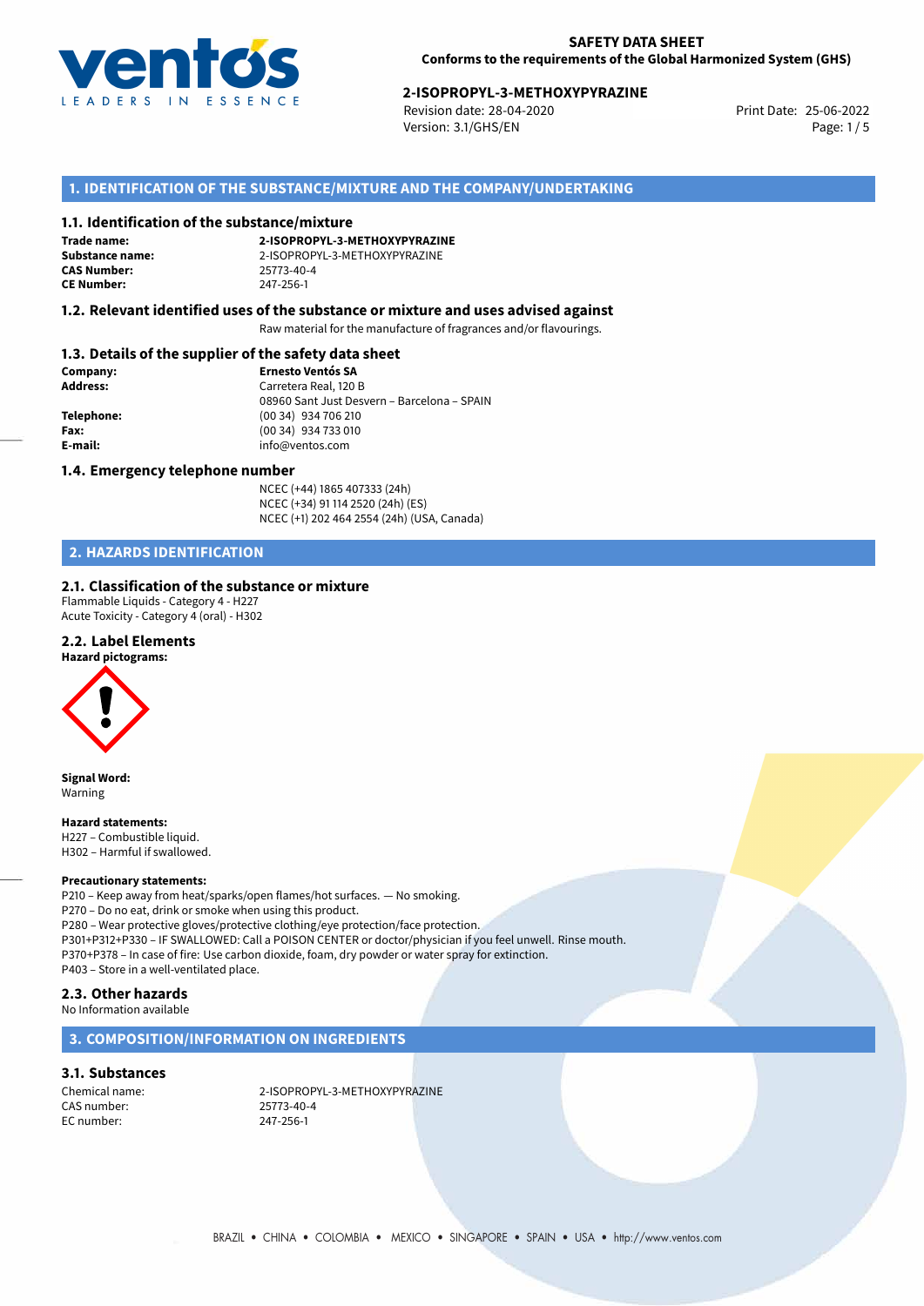**SAFETY DATA SHEET**
**Conforms to the requirements of the Global Harmonized System (GHS)**

**2-ISOPROPYL-3-METHOXYPYRAZINE**
Revision date: 28-04-2020
Version: 3.1/GHS/EN
Print Date: 25-06-2022

## 1. IDENTIFICATION OF THE SUBSTANCE/MIXTURE AND THE COMPANY/UNDERTAKING

### 1.1. Identification of the substance/mixture

**Trade name:** **2-ISOPROPYL-3-METHOXYPYRAZINE**
**Substance name:** 2-ISOPROPYL-3-METHOXYPYRAZINE
**CAS Number:** 25773-40-4
**CE Number:** 247-256-1

### 1.2. Relevant identified uses of the substance or mixture and uses advised against

Raw material for the manufacture of fragrances and/or flavourings.

### 1.3. Details of the supplier of the safety data sheet

**Company:** **Ernesto Ventós SA**
**Address:** Carretera Real, 120 B
08960 Sant Just Desvern – Barcelona – SPAIN
**Telephone:** (00 34) 934 706 210
**Fax:** (00 34) 934 733 010
**E-mail:** info@ventos.com

### 1.4. Emergency telephone number

NCEC (+44) 1865 407333 (24h)
NCEC (+34) 91 114 2520 (24h) (ES)
NCEC (+1) 202 464 2554 (24h) (USA, Canada)

## 2. HAZARDS IDENTIFICATION

### 2.1. Classification of the substance or mixture

Flammable Liquids - Category 4 - H227
Acute Toxicity - Category 4 (oral) - H302

### 2.2. Label Elements

**Hazard pictograms:**

**Signal Word:**
Warning

**Hazard statements:**
H227 – Combustible liquid.
H302 – Harmful if swallowed.

**Precautionary statements:**
P210 – Keep away from heat/sparks/open flames/hot surfaces. — No smoking.
P270 – Do no eat, drink or smoke when using this product.
P280 – Wear protective gloves/protective clothing/eye protection/face protection.
P301+P312+P330 – IF SWALLOWED: Call a POISON CENTER or doctor/physician if you feel unwell. Rinse mouth.
P370+P378 – In case of fire: Use carbon dioxide, foam, dry powder or water spray for extinction.
P403 – Store in a well-ventilated place.

### 2.3. Other hazards

No Information available

## 3. COMPOSITION/INFORMATION ON INGREDIENTS

### 3.1. Substances

Chemical name: 2-ISOPROPYL-3-METHOXYPYRAZINE
CAS number: 25773-40-4
EC number: 247-256-1

BRAZIL • CHINA • COLOMBIA • MEXICO • SINGAPORE • SPAIN • USA • http://www.ventos.com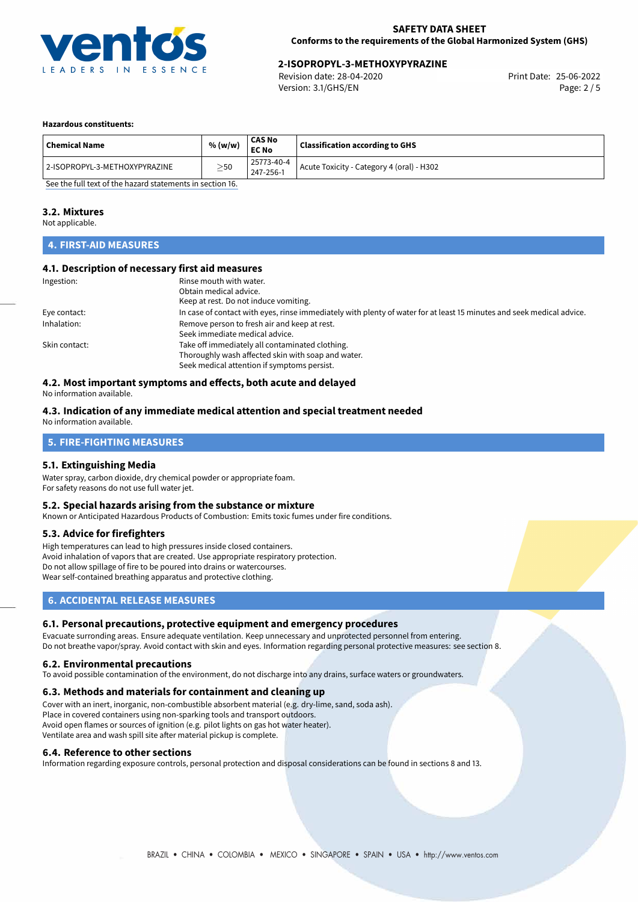**Hazardous constituents:**

| Chemical Name | % (w/w) | CAS No<br>EC No | Classification according to GHS |
|---|---|---|---|
| 2-ISOPROPYL-3-METHOXYPYRAZINE | ≥50 | 25773-40-4<br>247-256-1 | Acute Toxicity - Category 4 (oral) - H302 |

See the full text of the hazard statements in section 16.

### 3.2. Mixtures

Not applicable.

## 4. FIRST-AID MEASURES

### 4.1. Description of necessary first aid measures

Ingestion: Rinse mouth with water.
Obtain medical advice.
Keep at rest. Do not induce vomiting.

Eye contact: In case of contact with eyes, rinse immediately with plenty of water for at least 15 minutes and seek medical advice.

Inhalation: Remove person to fresh air and keep at rest.
Seek immediate medical advice.

Skin contact: Take off immediately all contaminated clothing.
Thoroughly wash affected skin with soap and water.
Seek medical attention if symptoms persist.

### 4.2. Most important symptoms and effects, both acute and delayed

No information available.

### 4.3. Indication of any immediate medical attention and special treatment needed

No information available.

## 5. FIRE-FIGHTING MEASURES

### 5.1. Extinguishing Media

Water spray, carbon dioxide, dry chemical powder or appropriate foam.
For safety reasons do not use full water jet.

### 5.2. Special hazards arising from the substance or mixture

Known or Anticipated Hazardous Products of Combustion: Emits toxic fumes under fire conditions.

### 5.3. Advice for firefighters

High temperatures can lead to high pressures inside closed containers.
Avoid inhalation of vapors that are created. Use appropriate respiratory protection.
Do not allow spillage of fire to be poured into drains or watercourses.
Wear self-contained breathing apparatus and protective clothing.

## 6. ACCIDENTAL RELEASE MEASURES

### 6.1. Personal precautions, protective equipment and emergency procedures

Evacuate surronding areas. Ensure adequate ventilation. Keep unnecessary and unprotected personnel from entering.
Do not breathe vapor/spray. Avoid contact with skin and eyes. Information regarding personal protective measures: see section 8.

### 6.2. Environmental precautions

To avoid possible contamination of the environment, do not discharge into any drains, surface waters or groundwaters.

### 6.3. Methods and materials for containment and cleaning up

Cover with an inert, inorganic, non-combustible absorbent material (e.g. dry-lime, sand, soda ash).
Place in covered containers using non-sparking tools and transport outdoors.
Avoid open flames or sources of ignition (e.g. pilot lights on gas hot water heater).
Ventilate area and wash spill site after material pickup is complete.

### 6.4. Reference to other sections

Information regarding exposure controls, personal protection and disposal considerations can be found in sections 8 and 13.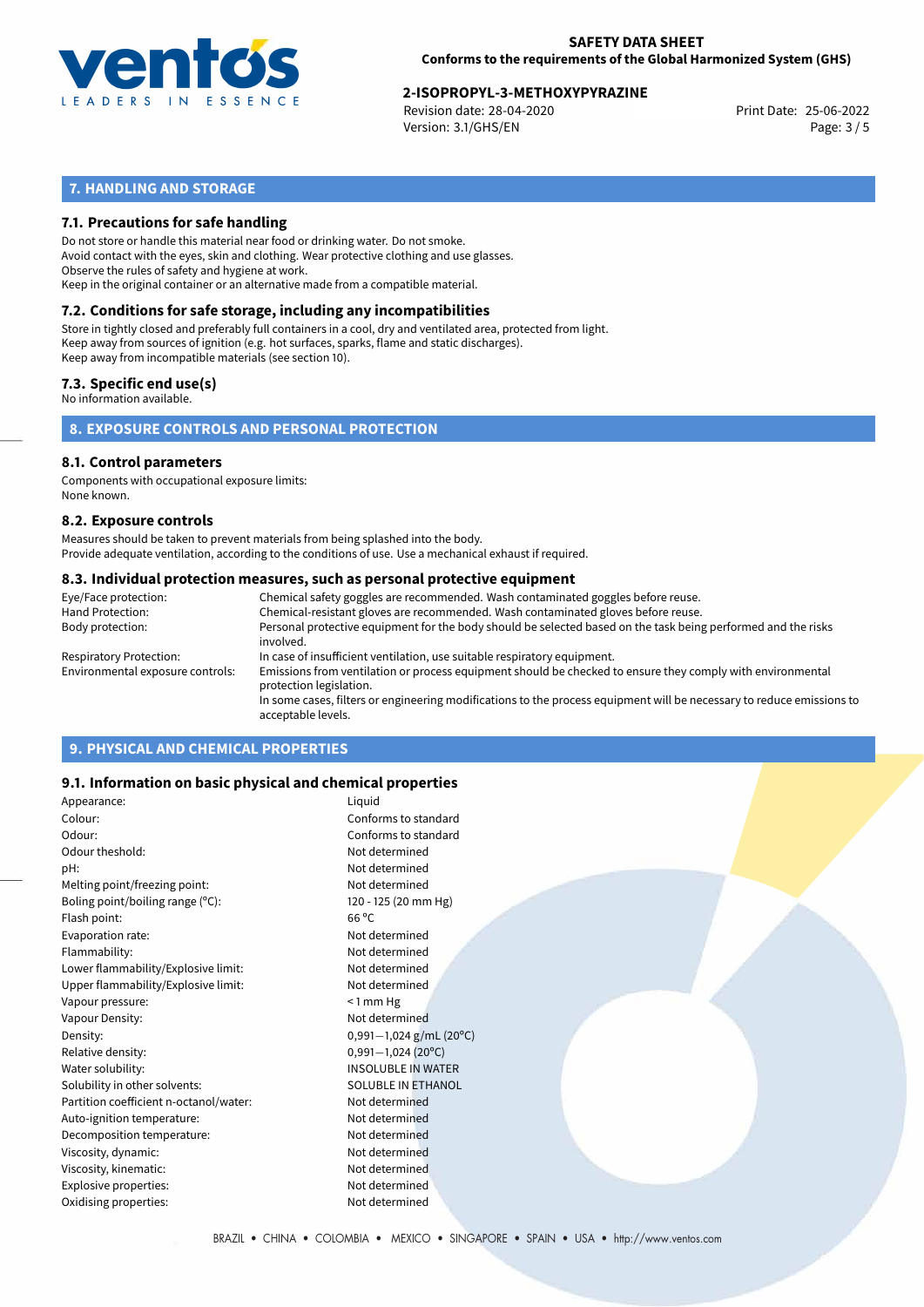## 7. HANDLING AND STORAGE

### 7.1. Precautions for safe handling

Do not store or handle this material near food or drinking water. Do not smoke.
Avoid contact with the eyes, skin and clothing. Wear protective clothing and use glasses.
Observe the rules of safety and hygiene at work.
Keep in the original container or an alternative made from a compatible material.

### 7.2. Conditions for safe storage, including any incompatibilities

Store in tightly closed and preferably full containers in a cool, dry and ventilated area, protected from light.
Keep away from sources of ignition (e.g. hot surfaces, sparks, flame and static discharges).
Keep away from incompatible materials (see section 10).

### 7.3. Specific end use(s)

No information available.

## 8. EXPOSURE CONTROLS AND PERSONAL PROTECTION

### 8.1. Control parameters

Components with occupational exposure limits:
None known.

### 8.2. Exposure controls

Measures should be taken to prevent materials from being splashed into the body.
Provide adequate ventilation, according to the conditions of use. Use a mechanical exhaust if required.

### 8.3. Individual protection measures, such as personal protective equipment

| | |
|---|---|
| Eye/Face protection: | Chemical safety goggles are recommended. Wash contaminated goggles before reuse. |
| Hand Protection: | Chemical-resistant gloves are recommended. Wash contaminated gloves before reuse. |
| Body protection: | Personal protective equipment for the body should be selected based on the task being performed and the risks involved. |
| Respiratory Protection: | In case of insufficient ventilation, use suitable respiratory equipment. |
| Environmental exposure controls: | Emissions from ventilation or process equipment should be checked to ensure they comply with environmental protection legislation. In some cases, filters or engineering modifications to the process equipment will be necessary to reduce emissions to acceptable levels. |

## 9. PHYSICAL AND CHEMICAL PROPERTIES

### 9.1. Information on basic physical and chemical properties

| | |
|---|---|
| Appearance: | Liquid |
| Colour: | Conforms to standard |
| Odour: | Conforms to standard |
| Odour theshold: | Not determined |
| pH: | Not determined |
| Melting point/freezing point: | Not determined |
| Boling point/boiling range (°C): | 120 - 125 (20 mm Hg) |
| Flash point: | 66 °C |
| Evaporation rate: | Not determined |
| Flammability: | Not determined |
| Lower flammability/Explosive limit: | Not determined |
| Upper flammability/Explosive limit: | Not determined |
| Vapour pressure: | < 1 mm Hg |
| Vapour Density: | Not determined |
| Density: | 0,991−1,024 g/mL (20°C) |
| Relative density: | 0,991−1,024 (20°C) |
| Water solubility: | INSOLUBLE IN WATER |
| Solubility in other solvents: | SOLUBLE IN ETHANOL |
| Partition coefficient n-octanol/water: | Not determined |
| Auto-ignition temperature: | Not determined |
| Decomposition temperature: | Not determined |
| Viscosity, dynamic: | Not determined |
| Viscosity, kinematic: | Not determined |
| Explosive properties: | Not determined |
| Oxidising properties: | Not determined |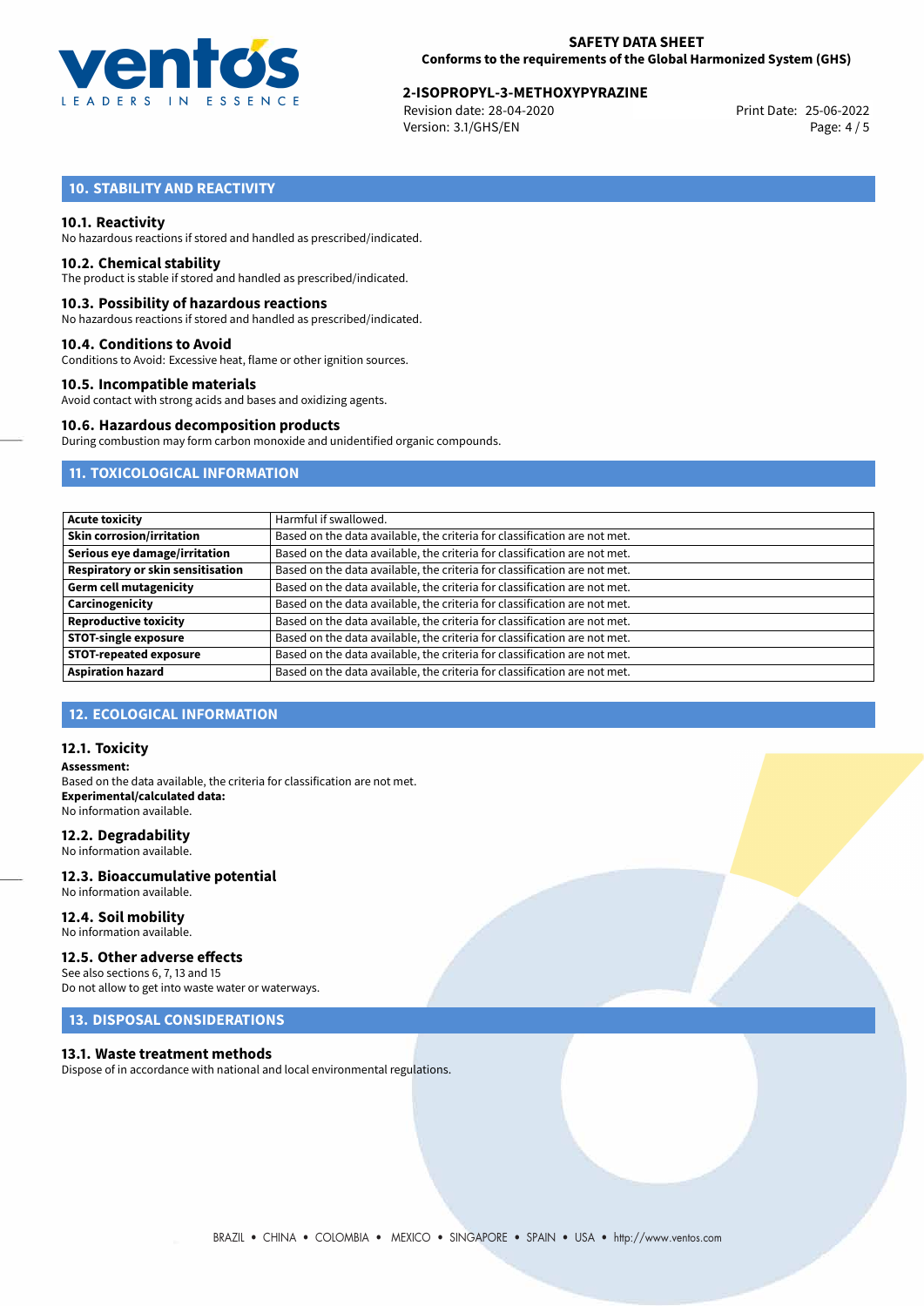## 10. STABILITY AND REACTIVITY

### 10.1. Reactivity

No hazardous reactions if stored and handled as prescribed/indicated.

### 10.2. Chemical stability

The product is stable if stored and handled as prescribed/indicated.

### 10.3. Possibility of hazardous reactions

No hazardous reactions if stored and handled as prescribed/indicated.

### 10.4. Conditions to Avoid

Conditions to Avoid: Excessive heat, flame or other ignition sources.

### 10.5. Incompatible materials

Avoid contact with strong acids and bases and oxidizing agents.

### 10.6. Hazardous decomposition products

During combustion may form carbon monoxide and unidentified organic compounds.

## 11. TOXICOLOGICAL INFORMATION

| | |
|---|---|
| **Acute toxicity** | Harmful if swallowed. |
| **Skin corrosion/irritation** | Based on the data available, the criteria for classification are not met. |
| **Serious eye damage/irritation** | Based on the data available, the criteria for classification are not met. |
| **Respiratory or skin sensitisation** | Based on the data available, the criteria for classification are not met. |
| **Germ cell mutagenicity** | Based on the data available, the criteria for classification are not met. |
| **Carcinogenicity** | Based on the data available, the criteria for classification are not met. |
| **Reproductive toxicity** | Based on the data available, the criteria for classification are not met. |
| **STOT-single exposure** | Based on the data available, the criteria for classification are not met. |
| **STOT-repeated exposure** | Based on the data available, the criteria for classification are not met. |
| **Aspiration hazard** | Based on the data available, the criteria for classification are not met. |

## 12. ECOLOGICAL INFORMATION

### 12.1. Toxicity

**Assessment:**
Based on the data available, the criteria for classification are not met.
**Experimental/calculated data:**
No information available.

### 12.2. Degradability

No information available.

### 12.3. Bioaccumulative potential

No information available.

### 12.4. Soil mobility

No information available.

### 12.5. Other adverse effects

See also sections 6, 7, 13 and 15
Do not allow to get into waste water or waterways.

## 13. DISPOSAL CONSIDERATIONS

### 13.1. Waste treatment methods

Dispose of in accordance with national and local environmental regulations.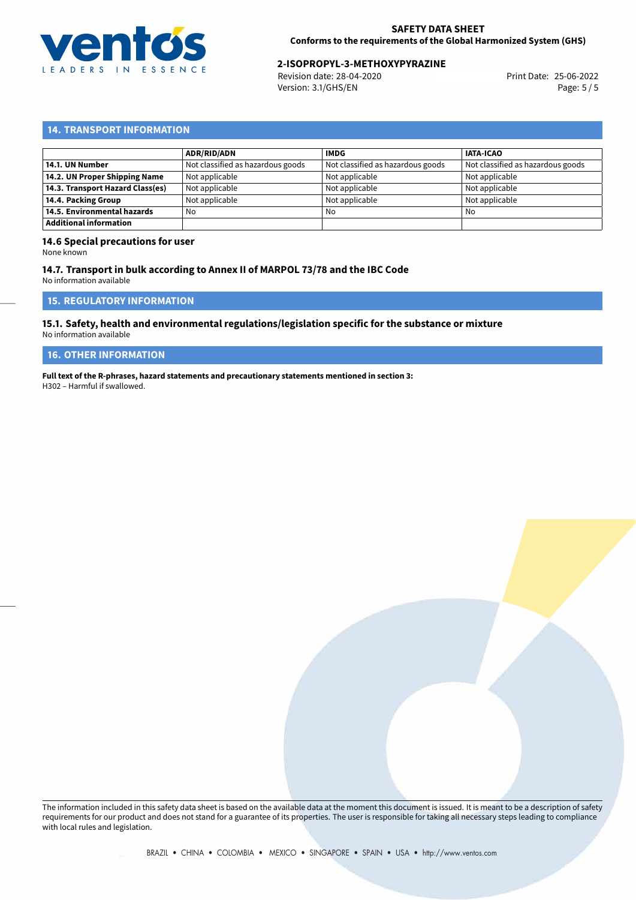## 14. TRANSPORT INFORMATION

| | ADR/RID/ADN | IMDG | IATA-ICAO |
|---|---|---|---|
| **14.1. UN Number** | Not classified as hazardous goods | Not classified as hazardous goods | Not classified as hazardous goods |
| **14.2. UN Proper Shipping Name** | Not applicable | Not applicable | Not applicable |
| **14.3. Transport Hazard Class(es)** | Not applicable | Not applicable | Not applicable |
| **14.4. Packing Group** | Not applicable | Not applicable | Not applicable |
| **14.5. Environmental hazards** | No | No | No |
| **Additional information** | | | |

### 14.6 Special precautions for user

None known

### 14.7. Transport in bulk according to Annex II of MARPOL 73/78 and the IBC Code

No information available

## 15. REGULATORY INFORMATION

### 15.1. Safety, health and environmental regulations/legislation specific for the substance or mixture

No information available

## 16. OTHER INFORMATION

**Full text of the R-phrases, hazard statements and precautionary statements mentioned in section 3:**

H302 – Harmful if swallowed.

The information included in this safety data sheet is based on the available data at the moment this document is issued. It is meant to be a description of safety requirements for our product and does not stand for a guarantee of its properties. The user is responsible for taking all necessary steps leading to compliance with local rules and legislation.